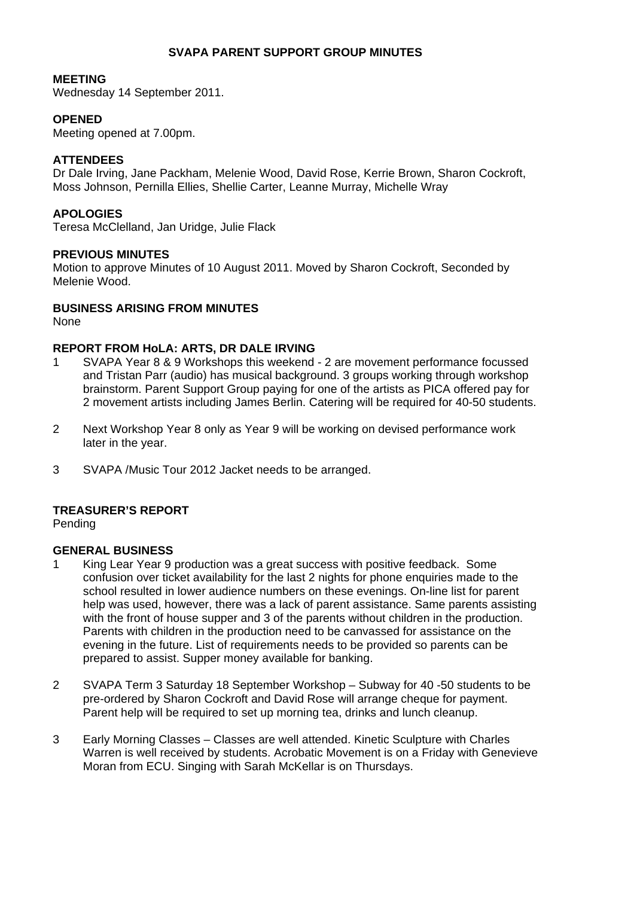# SVAPA PARENT SUPPORT GROUP MINUTES

**MEETING**
Wednesday 14 September 2011.

**OPENED**
Meeting opened at 7.00pm.

**ATTENDEES**
Dr Dale Irving, Jane Packham, Melenie Wood, David Rose, Kerrie Brown, Sharon Cockroft, Moss Johnson, Pernilla Ellies, Shellie Carter, Leanne Murray, Michelle Wray

**APOLOGIES**
Teresa McClelland, Jan Uridge, Julie Flack

**PREVIOUS MINUTES**
Motion to approve Minutes of 10 August 2011. Moved by Sharon Cockroft, Seconded by Melenie Wood.

**BUSINESS ARISING FROM MINUTES**
None

**REPORT FROM HoLA: ARTS, DR DALE IRVING**

1. SVAPA Year 8 & 9 Workshops this weekend - 2 are movement performance focussed and Tristan Parr (audio) has musical background. 3 groups working through workshop brainstorm. Parent Support Group paying for one of the artists as PICA offered pay for 2 movement artists including James Berlin. Catering will be required for 40-50 students.

2. Next Workshop Year 8 only as Year 9 will be working on devised performance work later in the year.

3. SVAPA /Music Tour 2012 Jacket needs to be arranged.

**TREASURER'S REPORT**
Pending

**GENERAL BUSINESS**

1. King Lear Year 9 production was a great success with positive feedback. Some confusion over ticket availability for the last 2 nights for phone enquiries made to the school resulted in lower audience numbers on these evenings. On-line list for parent help was used, however, there was a lack of parent assistance. Same parents assisting with the front of house supper and 3 of the parents without children in the production. Parents with children in the production need to be canvassed for assistance on the evening in the future. List of requirements needs to be provided so parents can be prepared to assist. Supper money available for banking.

2. SVAPA Term 3 Saturday 18 September Workshop – Subway for 40 -50 students to be pre-ordered by Sharon Cockroft and David Rose will arrange cheque for payment. Parent help will be required to set up morning tea, drinks and lunch cleanup.

3. Early Morning Classes – Classes are well attended. Kinetic Sculpture with Charles Warren is well received by students. Acrobatic Movement is on a Friday with Genevieve Moran from ECU. Singing with Sarah McKellar is on Thursdays.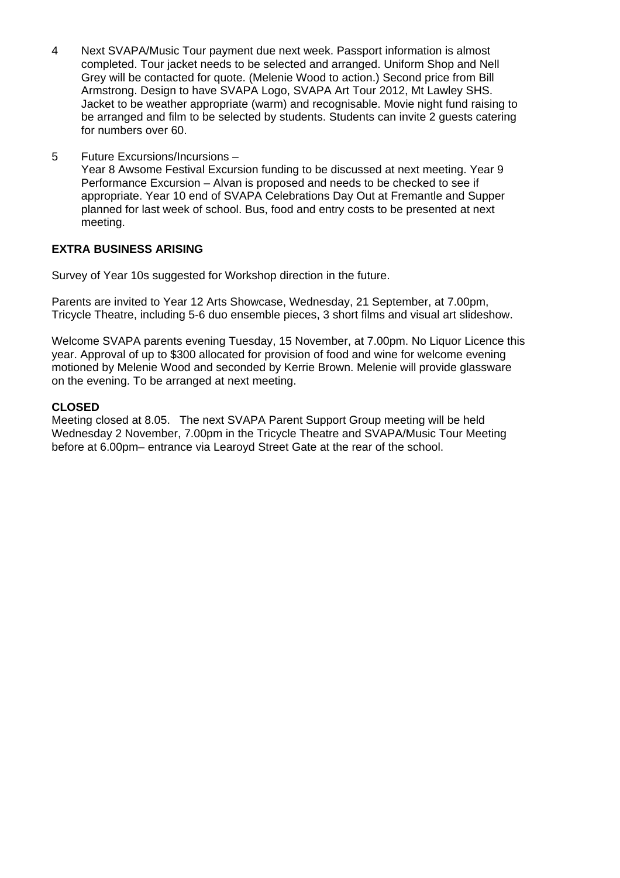4 Next SVAPA/Music Tour payment due next week. Passport information is almost completed. Tour jacket needs to be selected and arranged. Uniform Shop and Nell Grey will be contacted for quote. (Melenie Wood to action.) Second price from Bill Armstrong. Design to have SVAPA Logo, SVAPA Art Tour 2012, Mt Lawley SHS. Jacket to be weather appropriate (warm) and recognisable. Movie night fund raising to be arranged and film to be selected by students. Students can invite 2 guests catering for numbers over 60.

5 Future Excursions/Incursions –
Year 8 Awsome Festival Excursion funding to be discussed at next meeting. Year 9 Performance Excursion – Alvan is proposed and needs to be checked to see if appropriate. Year 10 end of SVAPA Celebrations Day Out at Fremantle and Supper planned for last week of school. Bus, food and entry costs to be presented at next meeting.

**EXTRA BUSINESS ARISING**

Survey of Year 10s suggested for Workshop direction in the future.

Parents are invited to Year 12 Arts Showcase, Wednesday, 21 September, at 7.00pm, Tricycle Theatre, including 5-6 duo ensemble pieces, 3 short films and visual art slideshow.

Welcome SVAPA parents evening Tuesday, 15 November, at 7.00pm. No Liquor Licence this year. Approval of up to $300 allocated for provision of food and wine for welcome evening motioned by Melenie Wood and seconded by Kerrie Brown. Melenie will provide glassware on the evening. To be arranged at next meeting.

**CLOSED**
Meeting closed at 8.05. The next SVAPA Parent Support Group meeting will be held Wednesday 2 November, 7.00pm in the Tricycle Theatre and SVAPA/Music Tour Meeting before at 6.00pm– entrance via Learoyd Street Gate at the rear of the school.